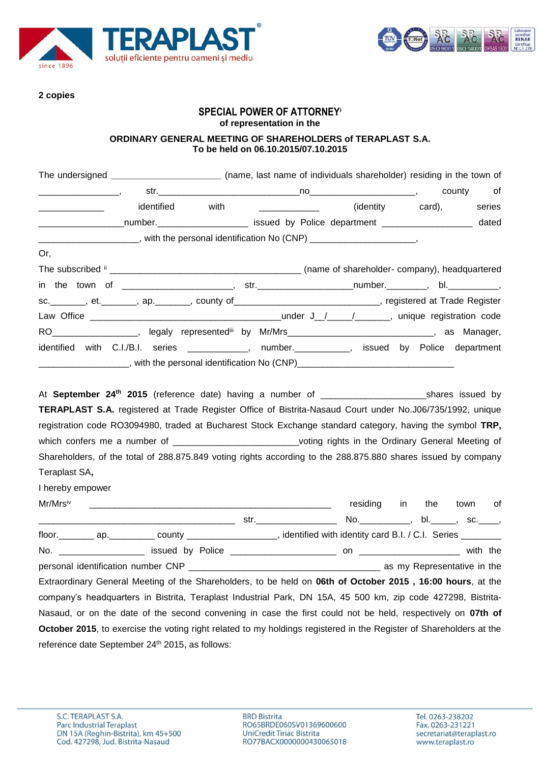**2 copies**

## SPECIAL POWER OF ATTORNEY[i]

**of representation in the**

**ORDINARY GENERAL MEETING OF SHAREHOLDERS of TERAPLAST S.A.**
**To be held on 06.10.2015/07.10.2015**

The undersigned ______________________ (name, last name of individuals shareholder) residing in the town of ________________, str.____________________________no_____________________, county of _____________ identified with ____________ (identity card), series _________________number._________________ issued by Police department _________________ dated ____________________, with the personal identification No (CNP) _____________________,

Or,

The subscribed [ii] _______________________________________ (name of shareholder- company), headquartered in the town of ______________________, str.__________________number.________, bl.__________, sc._______, et._______, ap._______, county of_____________________________, registered at Trade Register Law Office _______________________________________under J__/_____/_______, unique registration code RO_________________, legaly represented[iii] by Mr/Mrs_____________________________, as Manager, identified with C.I./B.I. series ____________, number.___________, issued by Police department __________________, with the personal identification No (CNP)________________________________

At **September 24th 2015** (reference date) having a number of ____________________shares issued by **TERAPLAST S.A.** registered at Trade Register Office of Bistrita-Nasaud Court under No.J06/735/1992, unique registration code RO3094980, traded at Bucharest Stock Exchange standard category, having the symbol **TRP,** which confers me a number of ________________________voting rights in the Ordinary General Meeting of Shareholders, of the total of 288.875.849 voting rights according to the 288.875.880 shares issued by company Teraplast SA**,**

I hereby empower

Mr/Mrs[iv] _________________________________________________ residing in the town of ________________________________________ str._________________ No.__________, bl._____, sc.____, floor._______ ap._________ county __________________, identified with identity card B.I. / C.I. Series ________ No. _________________ issued by Police _____________________ on ____________________ with the personal identification number CNP ______________________________________ as my Representative in the Extraordinary General Meeting of the Shareholders, to be held on **06th of October 2015 , 16:00 hours**, at the company's headquarters in Bistrita, Teraplast Industrial Park, DN 15A, 45 500 km, zip code 427298, Bistrita-Nasaud, or on the date of the second convening in case the first could not be held, respectively on **07th of October 2015**, to exercise the voting right related to my holdings registered in the Register of Shareholders at the reference date September 24th 2015, as follows: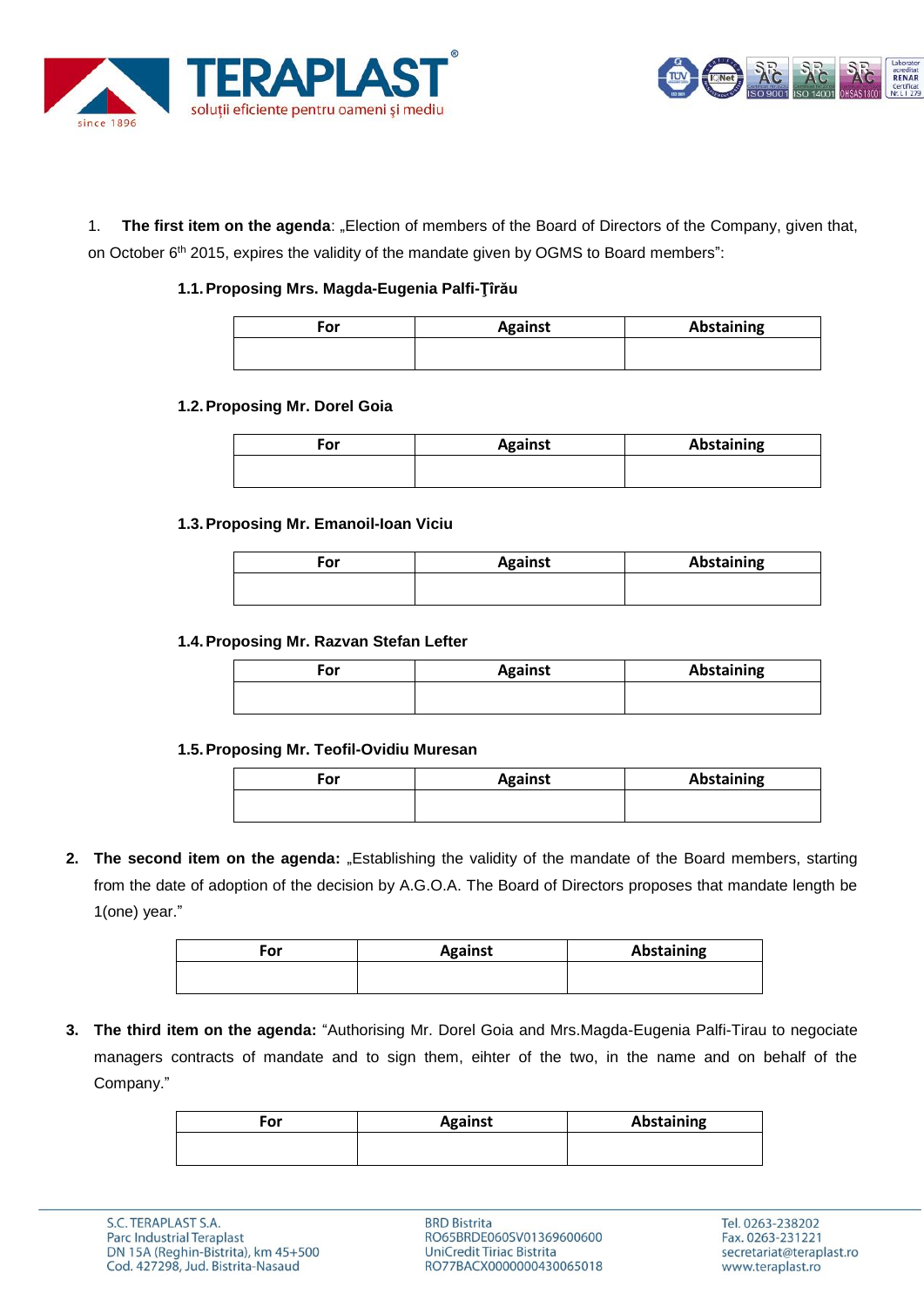1. **The first item on the agenda**: „Election of members of the Board of Directors of the Company, given that, on October 6th 2015, expires the validity of the mandate given by OGMS to Board members":

**1.1. Proposing Mrs. Magda-Eugenia Palfi-Ţîrău**

| For | Against | Abstaining |
| --- | --- | --- |
| | | |

**1.2. Proposing Mr. Dorel Goia**

| For | Against | Abstaining |
| --- | --- | --- |
| | | |

**1.3. Proposing Mr. Emanoil-Ioan Viciu**

| For | Against | Abstaining |
| --- | --- | --- |
| | | |

**1.4. Proposing Mr. Razvan Stefan Lefter**

| For | Against | Abstaining |
| --- | --- | --- |
| | | |

**1.5. Proposing Mr. Teofil-Ovidiu Muresan**

| For | Against | Abstaining |
| --- | --- | --- |
| | | |

2. **The second item on the agenda:** „Establishing the validity of the mandate of the Board members, starting from the date of adoption of the decision by A.G.O.A. The Board of Directors proposes that mandate length be 1(one) year."

| For | Against | Abstaining |
| --- | --- | --- |
| | | |

3. **The third item on the agenda:** "Authorising Mr. Dorel Goia and Mrs.Magda-Eugenia Palfi-Tirau to negociate managers contracts of mandate and to sign them, eihter of the two, in the name and on behalf of the Company."

| For | Against | Abstaining |
| --- | --- | --- |
| | | |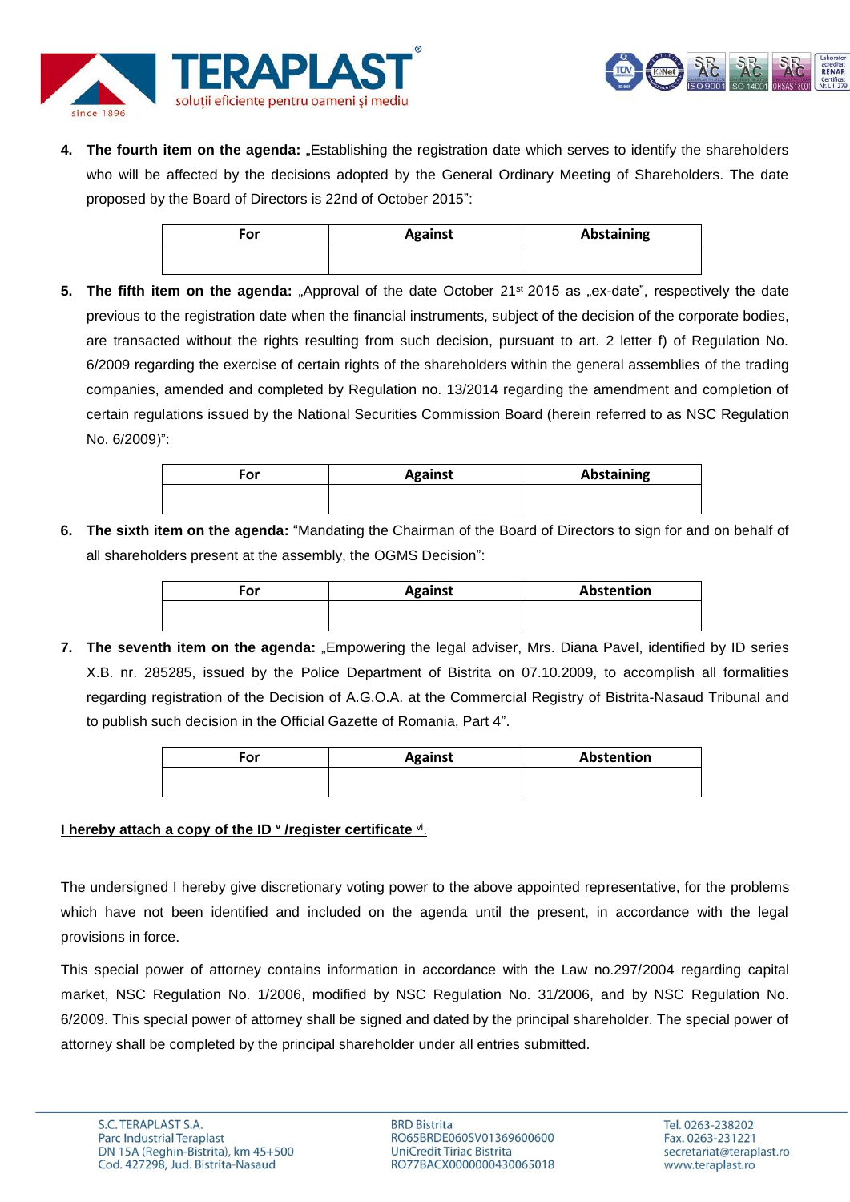4. **The fourth item on the agenda:** „Establishing the registration date which serves to identify the shareholders who will be affected by the decisions adopted by the General Ordinary Meeting of Shareholders. The date proposed by the Board of Directors is 22nd of October 2015":

| For | Against | Abstaining |
|---|---|---|
| | | |

5. **The fifth item on the agenda:** „Approval of the date October 21st 2015 as „ex-date", respectively the date previous to the registration date when the financial instruments, subject of the decision of the corporate bodies, are transacted without the rights resulting from such decision, pursuant to art. 2 letter f) of Regulation No. 6/2009 regarding the exercise of certain rights of the shareholders within the general assemblies of the trading companies, amended and completed by Regulation no. 13/2014 regarding the amendment and completion of certain regulations issued by the National Securities Commission Board (herein referred to as NSC Regulation No. 6/2009)":

| For | Against | Abstaining |
|---|---|---|
| | | |

6. **The sixth item on the agenda:** "Mandating the Chairman of the Board of Directors to sign for and on behalf of all shareholders present at the assembly, the OGMS Decision":

| For | Against | Abstention |
|---|---|---|
| | | |

7. **The seventh item on the agenda:** „Empowering the legal adviser, Mrs. Diana Pavel, identified by ID series X.B. nr. 285285, issued by the Police Department of Bistrita on 07.10.2009, to accomplish all formalities regarding registration of the Decision of A.G.O.A. at the Commercial Registry of Bistrita-Nasaud Tribunal and to publish such decision in the Official Gazette of Romania, Part 4".

| For | Against | Abstention |
|---|---|---|
| | | |

**I hereby attach a copy of the ID [v] /register certificate [vi].**

The undersigned I hereby give discretionary voting power to the above appointed representative, for the problems which have not been identified and included on the agenda until the present, in accordance with the legal provisions in force.

This special power of attorney contains information in accordance with the Law no.297/2004 regarding capital market, NSC Regulation No. 1/2006, modified by NSC Regulation No. 31/2006, and by NSC Regulation No. 6/2009. This special power of attorney shall be signed and dated by the principal shareholder. The special power of attorney shall be completed by the principal shareholder under all entries submitted.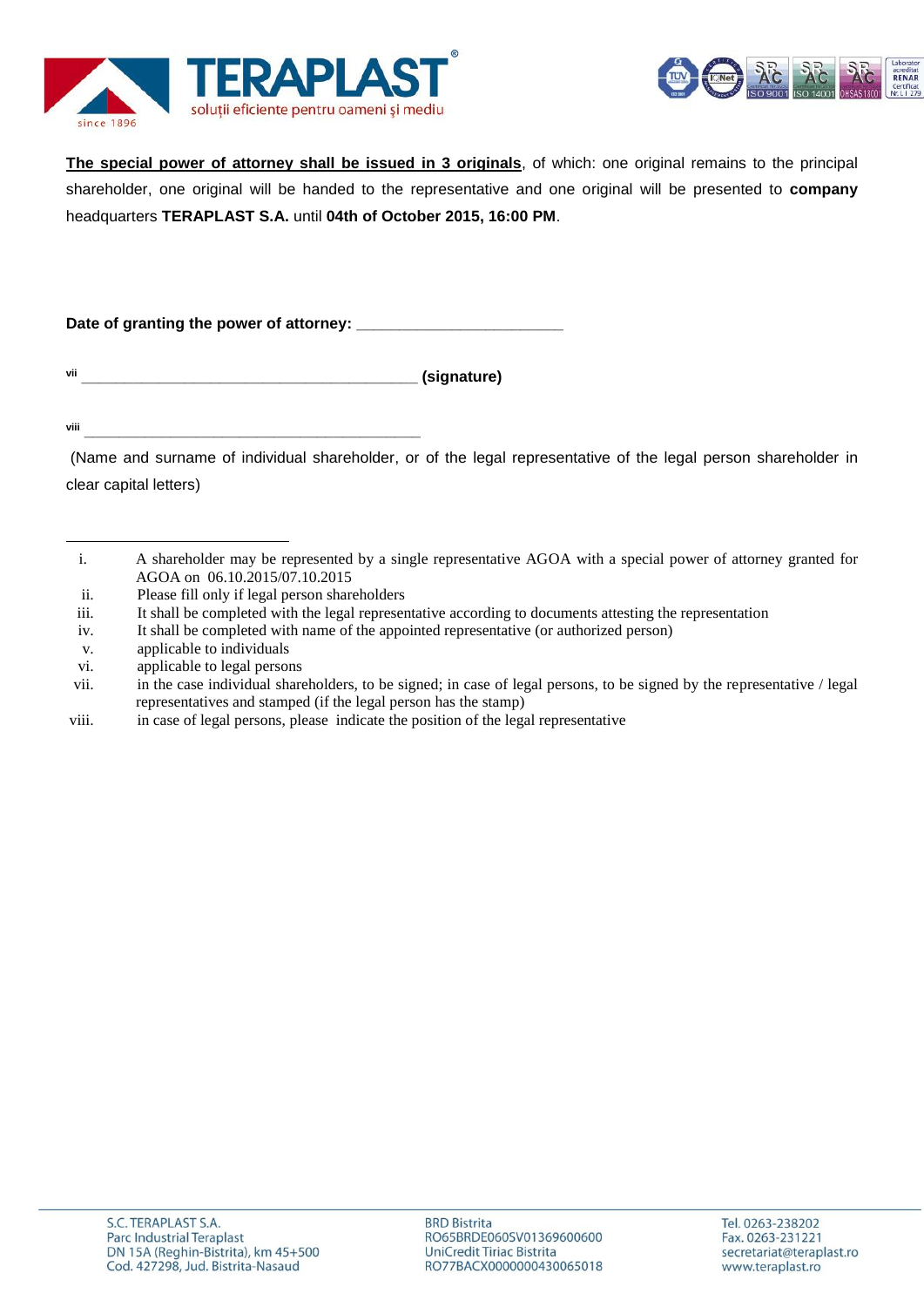**The special power of attorney shall be issued in 3 originals**, of which: one original remains to the principal shareholder, one original will be handed to the representative and one original will be presented to **company** headquarters **TERAPLAST S.A.** until **04th of October 2015, 16:00 PM**.

**Date of granting the power of attorney:** ________________________

[vii] _________________________________________ **(signature)**

[viii] _________________________________________

(Name and surname of individual shareholder, or of the legal representative of the legal person shareholder in clear capital letters)

---

i. A shareholder may be represented by a single representative AGOA with a special power of attorney granted for AGOA on 06.10.2015/07.10.2015

ii. Please fill only if legal person shareholders

iii. It shall be completed with the legal representative according to documents attesting the representation

iv. It shall be completed with name of the appointed representative (or authorized person)

v. applicable to individuals

vi. applicable to legal persons

vii. in the case individual shareholders, to be signed; in case of legal persons, to be signed by the representative / legal representatives and stamped (if the legal person has the stamp)

viii. in case of legal persons, please indicate the position of the legal representative